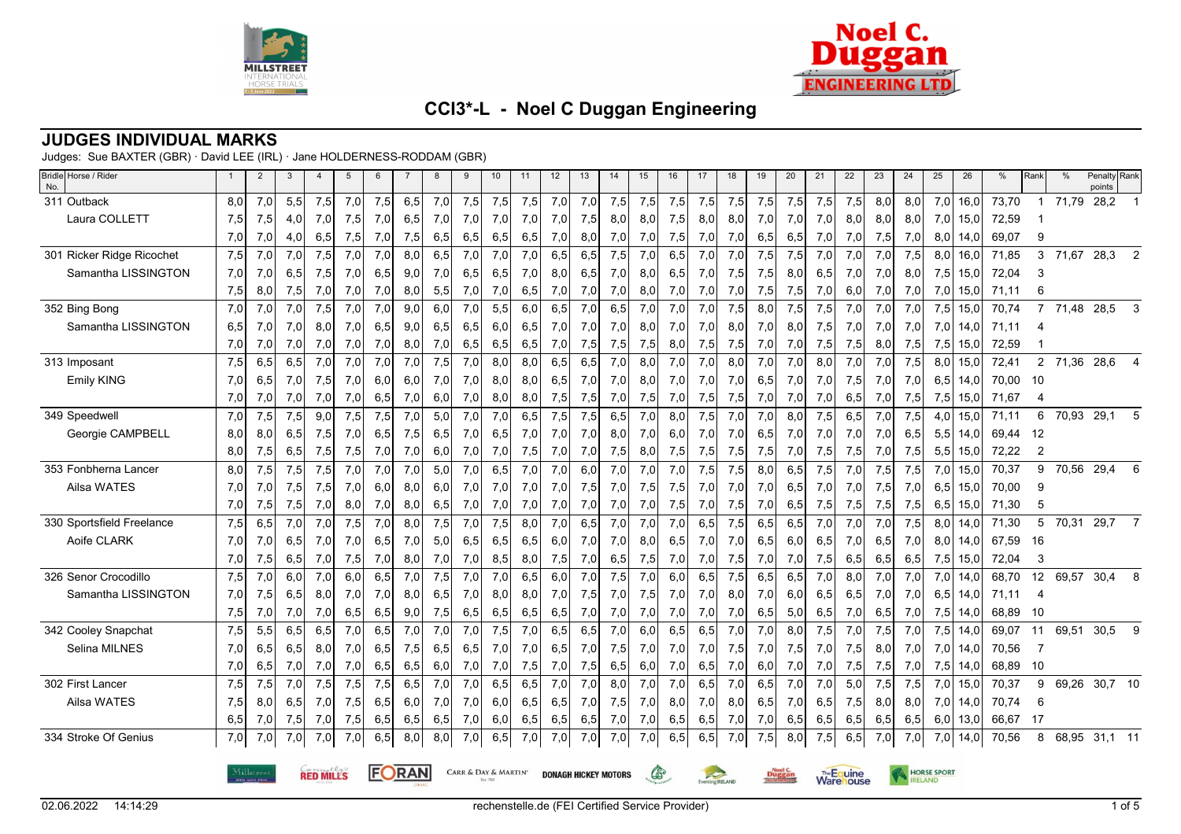# CCI3*-L - Noel C Duggan Engineering

## JUDGES INDIVIDUAL MARKS

Judges: Sue BAXTER (GBR) · David LEE (IRL) · Jane HOLDERNESS-RODDAM (GBR)

| Bridle No. | Horse / Rider | 1 | 2 | 3 | 4 | 5 | 6 | 7 | 8 | 9 | 10 | 11 | 12 | 13 | 14 | 15 | 16 | 17 | 18 | 19 | 20 | 21 | 22 | 23 | 24 | 25 | 26 | % | Rank | % | Penalty points | Rank |
|---|---|---|---|---|---|---|---|---|---|---|---|---|---|---|---|---|---|---|---|---|---|---|---|---|---|---|---|---|---|---|---|---|
| 311 | Outback | 8,0 | 7,0 | 5,5 | 7,5 | 7,0 | 7,5 | 6,5 | 7,0 | 7,5 | 7,5 | 7,5 | 7,0 | 7,0 | 7,5 | 7,5 | 7,5 | 7,5 | 7,5 | 7,5 | 7,5 | 7,5 | 7,5 | 8,0 | 8,0 | 7,0 | 16,0 | 73,70 | 1 | 71,79 | 28,2 | 1 |
| | Laura COLLETT | 7,5 | 7,5 | 4,0 | 7,0 | 7,5 | 7,0 | 6,5 | 7,0 | 7,0 | 7,0 | 7,0 | 7,0 | 7,5 | 8,0 | 8,0 | 7,5 | 8,0 | 8,0 | 7,0 | 7,0 | 7,0 | 8,0 | 8,0 | 8,0 | 7,0 | 15,0 | 72,59 | 1 | | | |
| | | 7,0 | 7,0 | 4,0 | 6,5 | 7,5 | 7,0 | 7,5 | 6,5 | 6,5 | 6,5 | 6,5 | 7,0 | 8,0 | 7,0 | 7,0 | 7,5 | 7,0 | 7,0 | 6,5 | 6,5 | 7,0 | 7,0 | 7,5 | 7,0 | 8,0 | 14,0 | 69,07 | 9 | | | |
| 301 | Ricker Ridge Ricochet | 7,5 | 7,0 | 7,0 | 7,5 | 7,0 | 7,0 | 8,0 | 6,5 | 7,0 | 7,0 | 7,0 | 6,5 | 6,5 | 7,5 | 7,0 | 6,5 | 7,0 | 7,0 | 7,5 | 7,5 | 7,0 | 7,0 | 7,0 | 7,5 | 8,0 | 16,0 | 71,85 | 3 | 71,67 | 28,3 | 2 |
| | Samantha LISSINGTON | 7,0 | 7,0 | 6,5 | 7,5 | 7,0 | 6,5 | 9,0 | 7,0 | 6,5 | 6,5 | 7,0 | 8,0 | 6,5 | 7,0 | 8,0 | 6,5 | 7,0 | 7,5 | 7,5 | 8,0 | 6,5 | 7,0 | 7,0 | 8,0 | 7,5 | 15,0 | 72,04 | 3 | | | |
| | | 7,5 | 8,0 | 7,5 | 7,0 | 7,0 | 7,0 | 8,0 | 5,5 | 7,0 | 7,0 | 6,5 | 7,0 | 7,0 | 7,0 | 8,0 | 7,0 | 7,0 | 7,0 | 7,5 | 7,5 | 7,0 | 6,0 | 7,0 | 7,0 | 7,0 | 15,0 | 71,11 | 6 | | | |
| 352 | Bing Bong | 7,0 | 7,0 | 7,0 | 7,5 | 7,0 | 7,0 | 9,0 | 6,0 | 7,0 | 5,5 | 6,0 | 6,5 | 7,0 | 6,5 | 7,0 | 7,0 | 7,0 | 7,5 | 8,0 | 7,5 | 7,5 | 7,0 | 7,0 | 7,0 | 7,5 | 15,0 | 70,74 | 7 | 71,48 | 28,5 | 3 |
| | Samantha LISSINGTON | 6,5 | 7,0 | 7,0 | 8,0 | 7,0 | 6,5 | 9,0 | 6,5 | 6,5 | 6,0 | 6,5 | 7,0 | 7,0 | 7,0 | 8,0 | 7,0 | 7,0 | 8,0 | 7,0 | 8,0 | 7,5 | 7,0 | 7,0 | 7,0 | 7,0 | 14,0 | 71,11 | 4 | | | |
| | | 7,0 | 7,0 | 7,0 | 7,0 | 7,0 | 7,0 | 8,0 | 7,0 | 6,5 | 6,5 | 6,5 | 7,0 | 7,5 | 7,5 | 7,5 | 8,0 | 7,5 | 7,5 | 7,0 | 7,0 | 7,5 | 7,5 | 8,0 | 7,5 | 7,5 | 15,0 | 72,59 | 1 | | | |
| 313 | Imposant | 7,5 | 6,5 | 6,5 | 7,0 | 7,0 | 7,0 | 7,0 | 7,5 | 7,0 | 8,0 | 8,0 | 6,5 | 6,5 | 7,0 | 8,0 | 7,0 | 7,0 | 8,0 | 7,0 | 7,0 | 8,0 | 7,0 | 7,0 | 7,5 | 8,0 | 15,0 | 72,41 | 2 | 71,36 | 28,6 | 4 |
| | Emily KING | 7,0 | 6,5 | 7,0 | 7,5 | 7,0 | 6,0 | 6,0 | 7,0 | 7,0 | 8,0 | 8,0 | 6,5 | 7,0 | 7,0 | 8,0 | 7,0 | 7,0 | 7,0 | 6,5 | 7,0 | 7,0 | 7,5 | 7,0 | 7,0 | 6,5 | 14,0 | 70,00 | 10 | | | |
| | | 7,0 | 7,0 | 7,0 | 7,0 | 7,0 | 6,5 | 7,0 | 6,0 | 7,0 | 8,0 | 8,0 | 7,5 | 7,5 | 7,0 | 7,5 | 7,0 | 7,5 | 7,5 | 7,0 | 7,0 | 7,0 | 6,5 | 7,0 | 7,5 | 7,5 | 15,0 | 71,67 | 4 | | | |
| 349 | Speedwell | 7,0 | 7,5 | 7,5 | 9,0 | 7,5 | 7,5 | 7,0 | 5,0 | 7,0 | 7,0 | 6,5 | 7,5 | 7,5 | 6,5 | 7,0 | 8,0 | 7,5 | 7,0 | 7,0 | 8,0 | 7,5 | 6,5 | 7,0 | 7,5 | 4,0 | 15,0 | 71,11 | 6 | 70,93 | 29,1 | 5 |
| | Georgie CAMPBELL | 8,0 | 8,0 | 6,5 | 7,5 | 7,0 | 6,5 | 7,5 | 6,5 | 7,0 | 6,5 | 7,0 | 7,0 | 7,0 | 8,0 | 7,0 | 6,0 | 7,0 | 7,0 | 6,5 | 7,0 | 7,0 | 7,0 | 7,0 | 6,5 | 5,5 | 14,0 | 69,44 | 12 | | | |
| | | 8,0 | 7,5 | 6,5 | 7,5 | 7,5 | 7,0 | 7,0 | 6,0 | 7,0 | 7,0 | 7,5 | 7,0 | 7,0 | 7,5 | 8,0 | 7,5 | 7,5 | 7,5 | 7,5 | 7,0 | 7,5 | 7,5 | 7,0 | 7,5 | 5,5 | 15,0 | 72,22 | 2 | | | |
| 353 | Fonbherna Lancer | 8,0 | 7,5 | 7,5 | 7,5 | 7,0 | 7,0 | 7,0 | 5,0 | 7,0 | 6,5 | 7,0 | 7,0 | 6,0 | 7,0 | 7,0 | 7,0 | 7,5 | 7,5 | 8,0 | 6,5 | 7,5 | 7,0 | 7,5 | 7,5 | 7,0 | 15,0 | 70,37 | 9 | 70,56 | 29,4 | 6 |
| | Ailsa WATES | 7,0 | 7,0 | 7,5 | 7,5 | 7,0 | 6,0 | 8,0 | 6,0 | 7,0 | 7,0 | 7,0 | 7,0 | 7,5 | 7,0 | 7,5 | 7,5 | 7,0 | 7,0 | 7,0 | 6,5 | 7,0 | 7,0 | 7,5 | 7,0 | 6,5 | 15,0 | 70,00 | 9 | | | |
| | | 7,0 | 7,5 | 7,5 | 7,0 | 8,0 | 7,0 | 8,0 | 6,5 | 7,0 | 7,0 | 7,0 | 7,0 | 7,0 | 7,0 | 7,0 | 7,5 | 7,0 | 7,5 | 7,0 | 6,5 | 7,5 | 7,5 | 7,5 | 7,5 | 6,5 | 15,0 | 71,30 | 5 | | | |
| 330 | Sportsfield Freelance | 7,5 | 6,5 | 7,0 | 7,0 | 7,5 | 7,0 | 8,0 | 7,5 | 7,0 | 7,5 | 8,0 | 7,0 | 6,5 | 7,0 | 7,0 | 7,0 | 6,5 | 7,5 | 6,5 | 6,5 | 7,0 | 7,0 | 7,0 | 7,5 | 8,0 | 14,0 | 71,30 | 5 | 70,31 | 29,7 | 7 |
| | Aoife CLARK | 7,0 | 7,0 | 6,5 | 7,0 | 7,0 | 6,5 | 7,0 | 5,0 | 6,5 | 6,5 | 6,5 | 6,0 | 7,0 | 7,0 | 8,0 | 6,5 | 7,0 | 7,0 | 6,5 | 6,0 | 6,5 | 7,0 | 6,5 | 7,0 | 8,0 | 14,0 | 67,59 | 16 | | | |
| | | 7,0 | 7,5 | 6,5 | 7,0 | 7,5 | 7,0 | 8,0 | 7,0 | 7,0 | 8,5 | 8,0 | 7,5 | 7,0 | 6,5 | 7,5 | 7,0 | 7,0 | 7,5 | 7,0 | 7,0 | 7,5 | 6,5 | 6,5 | 6,5 | 7,5 | 15,0 | 72,04 | 3 | | | |
| 326 | Senor Crocodillo | 7,5 | 7,0 | 6,0 | 7,0 | 6,0 | 6,5 | 7,0 | 7,5 | 7,0 | 7,0 | 6,5 | 6,0 | 7,0 | 7,5 | 7,0 | 6,0 | 6,5 | 7,5 | 6,5 | 6,5 | 7,0 | 8,0 | 7,0 | 7,0 | 7,0 | 14,0 | 68,70 | 12 | 69,57 | 30,4 | 8 |
| | Samantha LISSINGTON | 7,0 | 7,5 | 6,5 | 8,0 | 7,0 | 7,0 | 8,0 | 6,5 | 7,0 | 8,0 | 8,0 | 7,5 | 7,5 | 7,0 | 7,5 | 7,0 | 7,0 | 8,0 | 7,0 | 6,0 | 6,5 | 6,5 | 7,0 | 7,0 | 6,5 | 14,0 | 71,11 | 4 | | | |
| | | 7,5 | 7,0 | 7,0 | 7,0 | 6,5 | 6,5 | 9,0 | 7,5 | 6,5 | 6,5 | 6,5 | 6,5 | 7,0 | 7,0 | 7,0 | 7,0 | 7,0 | 7,0 | 6,5 | 5,0 | 6,5 | 7,0 | 6,5 | 7,0 | 7,5 | 14,0 | 68,89 | 10 | | | |
| 342 | Cooley Snapchat | 7,5 | 5,5 | 6,5 | 6,5 | 7,0 | 6,5 | 7,0 | 7,0 | 7,0 | 7,5 | 7,0 | 6,5 | 6,5 | 7,0 | 6,0 | 6,5 | 6,5 | 7,0 | 7,0 | 8,0 | 7,5 | 7,0 | 7,5 | 7,0 | 7,5 | 14,0 | 69,07 | 11 | 69,51 | 30,5 | 9 |
| | Selina MILNES | 7,0 | 6,5 | 6,5 | 8,0 | 7,0 | 6,5 | 7,5 | 6,5 | 6,5 | 7,0 | 7,0 | 6,5 | 7,0 | 7,5 | 7,0 | 7,0 | 7,0 | 7,5 | 7,0 | 7,5 | 7,0 | 7,5 | 8,0 | 7,0 | 7,0 | 14,0 | 70,56 | 7 | | | |
| | | 7,0 | 6,5 | 7,0 | 7,0 | 7,0 | 6,5 | 6,5 | 6,0 | 7,0 | 7,0 | 7,5 | 7,0 | 7,5 | 6,5 | 6,0 | 7,0 | 6,5 | 7,0 | 6,0 | 7,0 | 7,0 | 7,5 | 7,5 | 7,0 | 7,5 | 14,0 | 68,89 | 10 | | | |
| 302 | First Lancer | 7,5 | 7,5 | 7,0 | 7,5 | 7,5 | 7,5 | 6,5 | 7,0 | 7,0 | 6,5 | 6,5 | 7,0 | 7,0 | 8,0 | 7,0 | 7,0 | 6,5 | 7,0 | 6,5 | 7,0 | 7,0 | 5,0 | 7,5 | 7,5 | 7,0 | 15,0 | 70,37 | 9 | 69,26 | 30,7 | 10 |
| | Ailsa WATES | 7,5 | 8,0 | 6,5 | 7,0 | 7,5 | 6,5 | 6,0 | 7,0 | 7,0 | 6,0 | 6,5 | 6,5 | 7,0 | 7,5 | 7,0 | 8,0 | 7,0 | 8,0 | 6,5 | 7,0 | 6,5 | 7,5 | 8,0 | 8,0 | 7,0 | 14,0 | 70,74 | 6 | | | |
| | | 6,5 | 7,0 | 7,5 | 7,0 | 7,5 | 6,5 | 6,5 | 6,5 | 7,0 | 6,0 | 6,5 | 6,5 | 6,5 | 7,0 | 7,0 | 6,5 | 6,5 | 7,0 | 7,0 | 6,5 | 6,5 | 6,5 | 6,5 | 6,5 | 6,0 | 13,0 | 66,67 | 17 | | | |
| 334 | Stroke Of Genius | 7,0 | 7,0 | 7,0 | 7,0 | 7,0 | 6,5 | 8,0 | 8,0 | 7,0 | 6,5 | 7,0 | 7,0 | 7,0 | 7,0 | 7,0 | 6,5 | 6,5 | 7,0 | 7,5 | 8,0 | 7,5 | 6,5 | 7,0 | 7,0 | 7,0 | 14,0 | 70,56 | 8 | 68,95 | 31,1 | 11 |

02.06.2022 14:14:29 rechenstelle.de (FEI Certified Service Provider)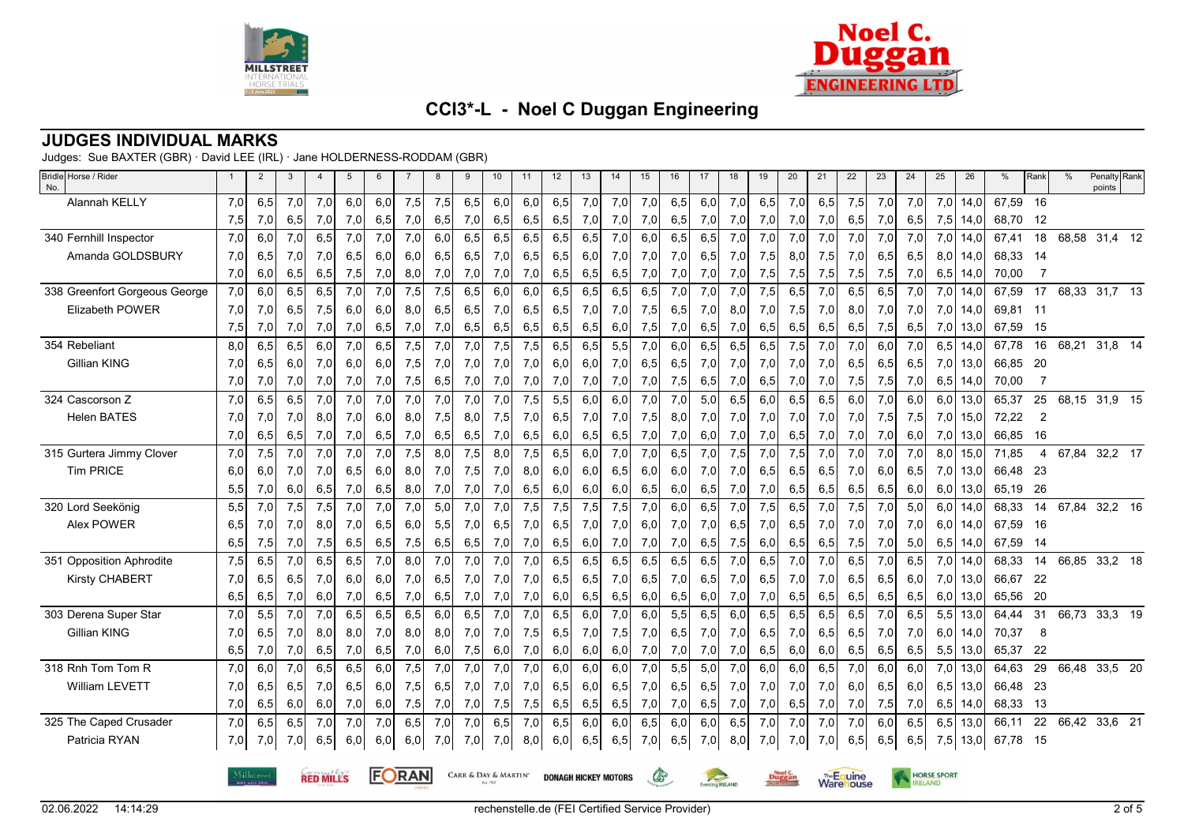# CCI3*-L - Noel C Duggan Engineering

## JUDGES INDIVIDUAL MARKS

Judges: Sue BAXTER (GBR) · David LEE (IRL) · Jane HOLDERNESS-RODDAM (GBR)

| Bridle No. | Horse / Rider | 1 | 2 | 3 | 4 | 5 | 6 | 7 | 8 | 9 | 10 | 11 | 12 | 13 | 14 | 15 | 16 | 17 | 18 | 19 | 20 | 21 | 22 | 23 | 24 | 25 | 26 | % | Rank | % | Penalty points | Rank |
|---|---|---|---|---|---|---|---|---|---|---|---|---|---|---|---|---|---|---|---|---|---|---|---|---|---|---|---|---|---|---|---|---|
| | Alannah KELLY | 7,0 | 6,5 | 7,0 | 7,0 | 6,0 | 6,0 | 7,5 | 7,5 | 6,5 | 6,0 | 6,0 | 6,5 | 7,0 | 7,0 | 7,0 | 6,5 | 6,0 | 7,0 | 6,5 | 7,0 | 6,5 | 7,5 | 7,0 | 7,0 | 7,0 | 14,0 | 67,59 | 16 | | | |
| | | 7,5 | 7,0 | 6,5 | 7,0 | 7,0 | 6,5 | 7,0 | 6,5 | 7,0 | 6,5 | 6,5 | 6,5 | 7,0 | 7,0 | 7,0 | 6,5 | 7,0 | 7,0 | 7,0 | 7,0 | 7,0 | 6,5 | 7,0 | 6,5 | 7,5 | 14,0 | 68,70 | 12 | | | |
| 340 | Fernhill Inspector | 7,0 | 6,0 | 7,0 | 6,5 | 7,0 | 7,0 | 7,0 | 6,0 | 6,5 | 6,5 | 6,5 | 6,5 | 6,5 | 7,0 | 6,0 | 6,5 | 6,5 | 7,0 | 7,0 | 7,0 | 7,0 | 7,0 | 7,0 | 7,0 | 7,0 | 14,0 | 67,41 | 18 | 68,58 | 31,4 | 12 |
| | Amanda GOLDSBURY | 7,0 | 6,5 | 7,0 | 7,0 | 6,5 | 6,0 | 6,0 | 6,5 | 6,5 | 7,0 | 6,5 | 6,5 | 6,0 | 7,0 | 7,0 | 7,0 | 6,5 | 7,0 | 7,5 | 8,0 | 7,5 | 7,0 | 6,5 | 6,5 | 8,0 | 14,0 | 68,33 | 14 | | | |
| | | 7,0 | 6,0 | 6,5 | 6,5 | 7,5 | 7,0 | 8,0 | 7,0 | 7,0 | 7,0 | 7,0 | 6,5 | 6,5 | 6,5 | 7,0 | 7,0 | 7,0 | 7,0 | 7,5 | 7,5 | 7,5 | 7,5 | 7,5 | 7,0 | 6,5 | 14,0 | 70,00 | 7 | | | |
| 338 | Greenfort Gorgeous George | 7,0 | 6,0 | 6,5 | 6,5 | 7,0 | 7,0 | 7,5 | 7,5 | 6,5 | 6,0 | 6,0 | 6,5 | 6,5 | 6,5 | 6,5 | 7,0 | 7,0 | 7,0 | 7,5 | 6,5 | 7,0 | 6,5 | 6,5 | 7,0 | 7,0 | 14,0 | 67,59 | 17 | 68,33 | 31,7 | 13 |
| | Elizabeth POWER | 7,0 | 7,0 | 6,5 | 7,5 | 6,0 | 6,0 | 8,0 | 6,5 | 6,5 | 7,0 | 6,5 | 6,5 | 7,0 | 7,0 | 7,5 | 6,5 | 7,0 | 8,0 | 7,0 | 7,5 | 7,0 | 8,0 | 7,0 | 7,0 | 7,0 | 14,0 | 69,81 | 11 | | | |
| | | 7,5 | 7,0 | 7,0 | 7,0 | 7,0 | 6,5 | 7,0 | 7,0 | 6,5 | 6,5 | 6,5 | 6,5 | 6,5 | 6,0 | 7,5 | 7,0 | 6,5 | 7,0 | 6,5 | 6,5 | 6,5 | 6,5 | 7,5 | 6,5 | 7,0 | 13,0 | 67,59 | 15 | | | |
| 354 | Rebeliant | 8,0 | 6,5 | 6,5 | 6,0 | 7,0 | 6,5 | 7,5 | 7,0 | 7,0 | 7,5 | 7,5 | 6,5 | 6,5 | 5,5 | 7,0 | 6,0 | 6,5 | 6,5 | 6,5 | 7,5 | 7,0 | 7,0 | 6,0 | 7,0 | 6,5 | 14,0 | 67,78 | 16 | 68,21 | 31,8 | 14 |
| | Gillian KING | 7,0 | 6,5 | 6,0 | 7,0 | 6,0 | 6,0 | 7,5 | 7,0 | 7,0 | 7,0 | 7,0 | 6,0 | 6,0 | 7,0 | 6,5 | 6,5 | 7,0 | 7,0 | 7,0 | 7,0 | 7,0 | 6,5 | 6,5 | 6,5 | 7,0 | 13,0 | 66,85 | 20 | | | |
| | | 7,0 | 7,0 | 7,0 | 7,0 | 7,0 | 7,0 | 7,5 | 6,5 | 7,0 | 7,0 | 7,0 | 7,0 | 7,0 | 7,0 | 7,0 | 7,5 | 6,5 | 7,0 | 6,5 | 7,0 | 7,0 | 7,5 | 7,5 | 7,0 | 6,5 | 14,0 | 70,00 | 7 | | | |
| 324 | Cascorson Z | 7,0 | 6,5 | 6,5 | 7,0 | 7,0 | 7,0 | 7,0 | 7,0 | 7,0 | 7,0 | 7,5 | 5,5 | 6,0 | 6,0 | 7,0 | 7,0 | 5,0 | 6,5 | 6,0 | 6,5 | 6,5 | 6,0 | 7,0 | 6,0 | 6,0 | 13,0 | 65,37 | 25 | 68,15 | 31,9 | 15 |
| | Helen BATES | 7,0 | 7,0 | 7,0 | 8,0 | 7,0 | 6,0 | 8,0 | 7,5 | 8,0 | 7,5 | 7,0 | 6,5 | 7,0 | 7,0 | 7,5 | 8,0 | 7,0 | 7,0 | 7,0 | 7,0 | 7,0 | 7,0 | 7,5 | 7,5 | 7,0 | 15,0 | 72,22 | 2 | | | |
| | | 7,0 | 6,5 | 6,5 | 7,0 | 7,0 | 6,5 | 7,0 | 6,5 | 6,5 | 7,0 | 6,5 | 6,0 | 6,5 | 6,5 | 7,0 | 7,0 | 6,0 | 7,0 | 7,0 | 6,5 | 7,0 | 7,0 | 7,0 | 6,0 | 7,0 | 13,0 | 66,85 | 16 | | | |
| 315 | Gurtera Jimmy Clover | 7,0 | 7,5 | 7,0 | 7,0 | 7,0 | 7,0 | 7,5 | 8,0 | 7,5 | 8,0 | 7,5 | 6,5 | 6,0 | 7,0 | 7,0 | 6,5 | 7,0 | 7,5 | 7,0 | 7,5 | 7,0 | 7,0 | 7,0 | 7,0 | 8,0 | 15,0 | 71,85 | 4 | 67,84 | 32,2 | 17 |
| | Tim PRICE | 6,0 | 6,0 | 7,0 | 7,0 | 6,5 | 6,0 | 8,0 | 7,0 | 7,5 | 7,0 | 8,0 | 6,0 | 6,0 | 6,5 | 6,0 | 6,0 | 7,0 | 7,0 | 6,5 | 6,5 | 6,5 | 7,0 | 6,0 | 6,5 | 7,0 | 13,0 | 66,48 | 23 | | | |
| | | 5,5 | 7,0 | 6,0 | 6,5 | 7,0 | 6,5 | 8,0 | 7,0 | 7,0 | 7,0 | 6,5 | 6,0 | 6,0 | 6,0 | 6,5 | 6,0 | 6,5 | 7,0 | 7,0 | 6,5 | 6,5 | 6,5 | 6,5 | 6,0 | 6,0 | 13,0 | 65,19 | 26 | | | |
| 320 | Lord Seekönig | 5,5 | 7,0 | 7,5 | 7,5 | 7,0 | 7,0 | 7,0 | 5,0 | 7,0 | 7,0 | 7,5 | 7,5 | 7,5 | 7,5 | 7,0 | 6,0 | 6,5 | 7,0 | 7,5 | 6,5 | 7,0 | 7,5 | 7,0 | 5,0 | 6,0 | 14,0 | 68,33 | 14 | 67,84 | 32,2 | 16 |
| | Alex POWER | 6,5 | 7,0 | 7,0 | 8,0 | 7,0 | 6,5 | 6,0 | 5,5 | 7,0 | 6,5 | 7,0 | 6,5 | 7,0 | 7,0 | 6,0 | 7,0 | 7,0 | 6,5 | 7,0 | 6,5 | 7,0 | 7,0 | 7,0 | 7,0 | 6,0 | 14,0 | 67,59 | 16 | | | |
| | | 6,5 | 7,5 | 7,0 | 7,5 | 6,5 | 6,5 | 7,5 | 6,5 | 6,5 | 7,0 | 7,0 | 6,5 | 6,0 | 7,0 | 7,0 | 7,0 | 6,5 | 7,5 | 6,0 | 6,5 | 6,5 | 7,5 | 7,0 | 5,0 | 6,5 | 14,0 | 67,59 | 14 | | | |
| 351 | Opposition Aphrodite | 7,5 | 6,5 | 7,0 | 6,5 | 6,5 | 7,0 | 8,0 | 7,0 | 7,0 | 7,0 | 7,0 | 6,5 | 6,5 | 6,5 | 6,5 | 6,5 | 6,5 | 7,0 | 6,5 | 7,0 | 7,0 | 6,5 | 7,0 | 6,5 | 7,0 | 14,0 | 68,33 | 14 | 66,85 | 33,2 | 18 |
| | Kirsty CHABERT | 7,0 | 6,5 | 6,5 | 7,0 | 6,0 | 6,0 | 7,0 | 6,5 | 7,0 | 7,0 | 7,0 | 6,5 | 6,5 | 7,0 | 6,5 | 7,0 | 6,5 | 7,0 | 6,5 | 7,0 | 7,0 | 6,5 | 6,5 | 6,0 | 7,0 | 13,0 | 66,67 | 22 | | | |
| | | 6,5 | 6,5 | 7,0 | 6,0 | 7,0 | 6,5 | 7,0 | 6,5 | 7,0 | 7,0 | 7,0 | 6,0 | 6,5 | 6,5 | 6,0 | 6,5 | 6,0 | 7,0 | 7,0 | 6,5 | 6,5 | 6,5 | 6,5 | 6,5 | 6,0 | 13,0 | 65,56 | 20 | | | |
| 303 | Derena Super Star | 7,0 | 5,5 | 7,0 | 7,0 | 6,5 | 6,5 | 6,5 | 6,0 | 6,5 | 7,0 | 7,0 | 6,5 | 6,0 | 7,0 | 6,0 | 5,5 | 6,5 | 6,0 | 6,5 | 6,5 | 6,5 | 6,5 | 7,0 | 6,5 | 5,5 | 13,0 | 64,44 | 31 | 66,73 | 33,3 | 19 |
| | Gillian KING | 7,0 | 6,5 | 7,0 | 8,0 | 8,0 | 7,0 | 8,0 | 8,0 | 7,0 | 7,0 | 7,5 | 6,5 | 7,0 | 7,5 | 7,0 | 6,5 | 7,0 | 7,0 | 6,5 | 7,0 | 6,5 | 6,5 | 7,0 | 7,0 | 6,0 | 14,0 | 70,37 | 8 | | | |
| | | 6,5 | 7,0 | 7,0 | 6,5 | 7,0 | 6,5 | 7,0 | 6,0 | 7,5 | 6,0 | 7,0 | 6,0 | 6,0 | 6,0 | 7,0 | 7,0 | 7,0 | 7,0 | 6,5 | 6,0 | 6,0 | 6,5 | 6,5 | 6,5 | 5,5 | 13,0 | 65,37 | 22 | | | |
| 318 | Rnh Tom Tom R | 7,0 | 6,0 | 7,0 | 6,5 | 6,5 | 6,0 | 7,5 | 7,0 | 7,0 | 7,0 | 7,0 | 6,0 | 6,0 | 6,0 | 7,0 | 5,5 | 5,0 | 7,0 | 6,0 | 6,0 | 6,5 | 7,0 | 6,0 | 6,0 | 7,0 | 13,0 | 64,63 | 29 | 66,48 | 33,5 | 20 |
| | William LEVETT | 7,0 | 6,5 | 6,5 | 7,0 | 6,5 | 6,0 | 7,5 | 6,5 | 7,0 | 7,0 | 7,0 | 6,5 | 6,0 | 6,5 | 7,0 | 6,5 | 6,5 | 7,0 | 7,0 | 7,0 | 7,0 | 6,0 | 6,5 | 6,0 | 6,5 | 13,0 | 66,48 | 23 | | | |
| | | 7,0 | 6,5 | 6,0 | 6,0 | 7,0 | 6,0 | 7,5 | 7,0 | 7,0 | 7,5 | 7,5 | 6,5 | 6,5 | 6,5 | 7,0 | 7,0 | 6,5 | 7,0 | 7,0 | 6,5 | 7,0 | 7,0 | 7,5 | 7,0 | 6,5 | 14,0 | 68,33 | 13 | | | |
| 325 | The Caped Crusader | 7,0 | 6,5 | 6,5 | 7,0 | 7,0 | 7,0 | 6,5 | 7,0 | 7,0 | 6,5 | 7,0 | 6,5 | 6,0 | 6,0 | 6,5 | 6,0 | 6,0 | 6,5 | 7,0 | 7,0 | 7,0 | 7,0 | 6,0 | 6,5 | 6,5 | 13,0 | 66,11 | 22 | 66,42 | 33,6 | 21 |
| | Patricia RYAN | 7,0 | 7,0 | 7,0 | 6,5 | 6,0 | 6,0 | 6,0 | 7,0 | 7,0 | 7,0 | 8,0 | 6,0 | 6,5 | 6,5 | 7,0 | 6,5 | 7,0 | 8,0 | 7,0 | 7,0 | 7,0 | 6,5 | 6,5 | 6,5 | 7,5 | 13,0 | 67,78 | 15 | | | |

02.06.2022 14:14:29 — rechenstelle.de (FEI Certified Service Provider)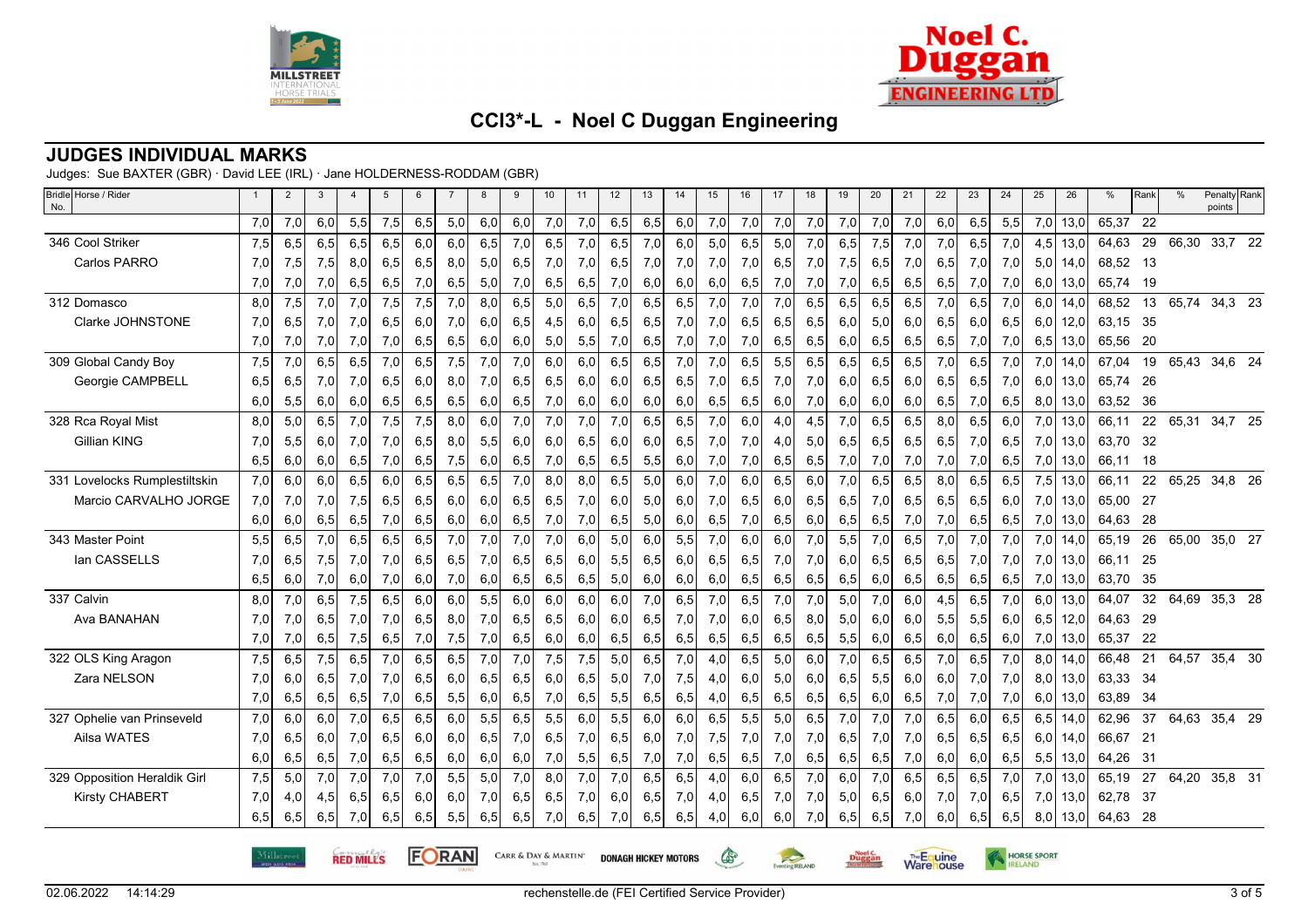# CCI3*-L - Noel C Duggan Engineering

## JUDGES INDIVIDUAL MARKS

Judges: Sue BAXTER (GBR) · David LEE (IRL) · Jane HOLDERNESS-RODDAM (GBR)

| Bridle No. Horse / Rider | 1 | 2 | 3 | 4 | 5 | 6 | 7 | 8 | 9 | 10 | 11 | 12 | 13 | 14 | 15 | 16 | 17 | 18 | 19 | 20 | 21 | 22 | 23 | 24 | 25 | 26 | % | Rank | % | Penalty points | Rank |
|---|---|---|---|---|---|---|---|---|---|---|---|---|---|---|---|---|---|---|---|---|---|---|---|---|---|---|---|---|---|---|---|
| | 7,0 | 7,0 | 6,0 | 5,5 | 7,5 | 6,5 | 5,0 | 6,0 | 6,0 | 7,0 | 7,0 | 6,5 | 6,5 | 6,0 | 7,0 | 7,0 | 7,0 | 7,0 | 7,0 | 7,0 | 7,0 | 6,0 | 6,5 | 5,5 | 7,0 | 13,0 | 65,37 | 22 | | | |
| 346 Cool Striker | 7,5 | 6,5 | 6,5 | 6,5 | 6,5 | 6,0 | 6,0 | 6,5 | 7,0 | 6,5 | 7,0 | 6,5 | 7,0 | 6,0 | 5,0 | 6,5 | 5,0 | 7,0 | 6,5 | 7,5 | 7,0 | 7,0 | 6,5 | 7,0 | 4,5 | 13,0 | 64,63 | 29 | 66,30 | 33,7 | 22 |
| Carlos PARRO | 7,0 | 7,5 | 7,5 | 8,0 | 6,5 | 6,5 | 8,0 | 5,0 | 6,5 | 7,0 | 7,0 | 6,5 | 7,0 | 7,0 | 7,0 | 7,0 | 6,5 | 7,0 | 7,5 | 6,5 | 7,0 | 6,5 | 7,0 | 7,0 | 5,0 | 14,0 | 68,52 | 13 | | | |
| | 7,0 | 7,0 | 7,0 | 6,5 | 6,5 | 7,0 | 6,5 | 5,0 | 7,0 | 6,5 | 6,5 | 7,0 | 6,0 | 6,0 | 6,0 | 6,5 | 7,0 | 7,0 | 7,0 | 6,5 | 6,5 | 6,5 | 7,0 | 7,0 | 6,0 | 13,0 | 65,74 | 19 | | | |
| 312 Domasco | 8,0 | 7,5 | 7,0 | 7,0 | 7,5 | 7,5 | 7,0 | 8,0 | 6,5 | 5,0 | 6,5 | 7,0 | 6,5 | 6,5 | 7,0 | 7,0 | 7,0 | 6,5 | 6,5 | 6,5 | 6,5 | 7,0 | 6,5 | 7,0 | 6,0 | 14,0 | 68,52 | 13 | 65,74 | 34,3 | 23 |
| Clarke JOHNSTONE | 7,0 | 6,5 | 7,0 | 7,0 | 6,5 | 6,0 | 7,0 | 6,0 | 6,5 | 4,5 | 6,0 | 6,5 | 6,5 | 7,0 | 7,0 | 6,5 | 6,5 | 6,5 | 6,0 | 5,0 | 6,0 | 6,5 | 6,0 | 6,5 | 6,0 | 12,0 | 63,15 | 35 | | | |
| | 7,0 | 7,0 | 7,0 | 7,0 | 7,0 | 6,5 | 6,5 | 6,0 | 6,0 | 5,0 | 5,5 | 7,0 | 6,5 | 7,0 | 7,0 | 7,0 | 6,5 | 6,5 | 6,0 | 6,5 | 6,5 | 6,5 | 7,0 | 7,0 | 6,5 | 13,0 | 65,56 | 20 | | | |
| 309 Global Candy Boy | 7,5 | 7,0 | 6,5 | 6,5 | 7,0 | 6,5 | 7,5 | 7,0 | 7,0 | 6,0 | 6,0 | 6,5 | 6,5 | 7,0 | 7,0 | 6,5 | 5,5 | 6,5 | 6,5 | 6,5 | 6,5 | 7,0 | 6,5 | 7,0 | 7,0 | 14,0 | 67,04 | 19 | 65,43 | 34,6 | 24 |
| Georgie CAMPBELL | 6,5 | 6,5 | 7,0 | 7,0 | 6,5 | 6,0 | 8,0 | 7,0 | 6,5 | 6,5 | 6,0 | 6,0 | 6,5 | 6,5 | 7,0 | 6,5 | 7,0 | 7,0 | 6,0 | 6,5 | 6,0 | 6,5 | 6,5 | 7,0 | 6,0 | 13,0 | 65,74 | 26 | | | |
| | 6,0 | 5,5 | 6,0 | 6,0 | 6,5 | 6,5 | 6,5 | 6,0 | 6,5 | 7,0 | 6,0 | 6,0 | 6,0 | 6,0 | 6,5 | 6,5 | 6,0 | 7,0 | 6,0 | 6,0 | 6,0 | 6,5 | 7,0 | 6,5 | 8,0 | 13,0 | 63,52 | 36 | | | |
| 328 Rca Royal Mist | 8,0 | 5,0 | 6,5 | 7,0 | 7,5 | 7,5 | 8,0 | 6,0 | 7,0 | 7,0 | 7,0 | 7,0 | 6,5 | 6,5 | 7,0 | 6,0 | 4,0 | 4,5 | 7,0 | 6,5 | 6,5 | 8,0 | 6,5 | 6,0 | 7,0 | 13,0 | 66,11 | 22 | 65,31 | 34,7 | 25 |
| Gillian KING | 7,0 | 5,5 | 6,0 | 7,0 | 7,0 | 6,5 | 8,0 | 5,5 | 6,0 | 6,0 | 6,5 | 6,0 | 6,0 | 6,5 | 7,0 | 7,0 | 4,0 | 5,0 | 6,5 | 6,5 | 6,5 | 6,5 | 7,0 | 6,5 | 7,0 | 13,0 | 63,70 | 32 | | | |
| | 6,5 | 6,0 | 6,0 | 6,5 | 7,0 | 6,5 | 7,5 | 6,0 | 6,5 | 7,0 | 6,5 | 6,5 | 5,5 | 6,0 | 7,0 | 7,0 | 6,5 | 6,5 | 7,0 | 7,0 | 7,0 | 7,0 | 7,0 | 6,5 | 7,0 | 13,0 | 66,11 | 18 | | | |
| 331 Lovelocks Rumplestiltskin | 7,0 | 6,0 | 6,0 | 6,5 | 6,0 | 6,5 | 6,5 | 6,5 | 7,0 | 8,0 | 8,0 | 6,5 | 5,0 | 6,0 | 7,0 | 6,0 | 6,5 | 6,0 | 7,0 | 6,5 | 6,5 | 8,0 | 6,5 | 6,5 | 7,5 | 13,0 | 66,11 | 22 | 65,25 | 34,8 | 26 |
| Marcio CARVALHO JORGE | 7,0 | 7,0 | 7,0 | 7,5 | 6,5 | 6,5 | 6,0 | 6,0 | 6,5 | 6,5 | 7,0 | 6,0 | 5,0 | 6,0 | 7,0 | 6,5 | 6,0 | 6,5 | 6,5 | 7,0 | 6,5 | 6,5 | 6,5 | 6,0 | 7,0 | 13,0 | 65,00 | 27 | | | |
| | 6,0 | 6,0 | 6,5 | 6,5 | 7,0 | 6,5 | 6,0 | 6,0 | 6,5 | 7,0 | 7,0 | 6,5 | 5,0 | 6,0 | 6,5 | 7,0 | 6,5 | 6,0 | 6,5 | 6,5 | 7,0 | 7,0 | 6,5 | 6,5 | 7,0 | 13,0 | 64,63 | 28 | | | |
| 343 Master Point | 5,5 | 6,5 | 7,0 | 6,5 | 6,5 | 6,5 | 7,0 | 7,0 | 7,0 | 7,0 | 6,0 | 5,0 | 6,0 | 5,5 | 7,0 | 6,0 | 6,0 | 7,0 | 5,5 | 7,0 | 6,5 | 7,0 | 7,0 | 7,0 | 7,0 | 14,0 | 65,19 | 26 | 65,00 | 35,0 | 27 |
| Ian CASSELLS | 7,0 | 6,5 | 7,5 | 7,0 | 7,0 | 6,5 | 6,5 | 7,0 | 6,5 | 6,5 | 6,0 | 5,5 | 6,5 | 6,0 | 6,5 | 6,5 | 7,0 | 7,0 | 6,0 | 6,5 | 6,5 | 6,5 | 7,0 | 7,0 | 7,0 | 13,0 | 66,11 | 25 | | | |
| | 6,5 | 6,0 | 7,0 | 6,0 | 7,0 | 6,0 | 7,0 | 6,0 | 6,5 | 6,5 | 6,5 | 5,0 | 6,0 | 6,0 | 6,0 | 6,5 | 6,5 | 6,5 | 6,5 | 6,0 | 6,5 | 6,5 | 6,5 | 6,5 | 7,0 | 13,0 | 63,70 | 35 | | | |
| 337 Calvin | 8,0 | 7,0 | 6,5 | 7,5 | 6,5 | 6,0 | 6,0 | 5,5 | 6,0 | 6,0 | 6,0 | 6,0 | 7,0 | 6,5 | 7,0 | 6,5 | 7,0 | 7,0 | 5,0 | 7,0 | 6,0 | 4,5 | 6,5 | 7,0 | 6,0 | 13,0 | 64,07 | 32 | 64,69 | 35,3 | 28 |
| Ava BANAHAN | 7,0 | 7,0 | 6,5 | 7,0 | 7,0 | 6,5 | 8,0 | 7,0 | 6,5 | 6,5 | 6,0 | 6,0 | 6,5 | 7,0 | 7,0 | 6,0 | 6,5 | 8,0 | 5,0 | 6,0 | 6,0 | 5,5 | 5,5 | 6,0 | 6,5 | 12,0 | 64,63 | 29 | | | |
| | 7,0 | 7,0 | 6,5 | 7,5 | 6,5 | 7,0 | 7,5 | 7,0 | 6,5 | 6,0 | 6,0 | 6,5 | 6,5 | 6,5 | 6,5 | 6,5 | 6,5 | 6,5 | 5,5 | 6,0 | 6,5 | 6,0 | 6,5 | 6,0 | 7,0 | 13,0 | 65,37 | 22 | | | |
| 322 OLS King Aragon | 7,5 | 6,5 | 7,5 | 6,5 | 7,0 | 6,5 | 6,5 | 7,0 | 7,0 | 7,5 | 7,5 | 5,0 | 6,5 | 7,0 | 4,0 | 6,5 | 5,0 | 6,0 | 7,0 | 6,5 | 6,5 | 7,0 | 6,5 | 7,0 | 8,0 | 14,0 | 66,48 | 21 | 64,57 | 35,4 | 30 |
| Zara NELSON | 7,0 | 6,0 | 6,5 | 7,0 | 7,0 | 6,5 | 6,0 | 6,5 | 6,5 | 6,0 | 6,5 | 5,0 | 7,0 | 7,5 | 4,0 | 6,0 | 5,0 | 6,0 | 6,5 | 5,5 | 6,0 | 6,0 | 7,0 | 7,0 | 8,0 | 13,0 | 63,33 | 34 | | | |
| | 7,0 | 6,5 | 6,5 | 6,5 | 7,0 | 6,5 | 5,5 | 6,0 | 6,5 | 7,0 | 6,5 | 5,5 | 6,5 | 6,5 | 4,0 | 6,5 | 6,5 | 6,5 | 6,5 | 6,0 | 6,5 | 7,0 | 7,0 | 7,0 | 6,0 | 13,0 | 63,89 | 34 | | | |
| 327 Ophelie van Prinseveld | 7,0 | 6,0 | 6,0 | 7,0 | 6,5 | 6,5 | 6,0 | 5,5 | 6,5 | 5,5 | 6,0 | 5,5 | 6,0 | 6,0 | 6,5 | 5,5 | 5,0 | 6,5 | 7,0 | 7,0 | 7,0 | 6,5 | 6,0 | 6,5 | 6,5 | 14,0 | 62,96 | 37 | 64,63 | 35,4 | 29 |
| Ailsa WATES | 7,0 | 6,5 | 6,0 | 7,0 | 6,5 | 6,0 | 6,0 | 6,5 | 7,0 | 6,5 | 7,0 | 6,5 | 6,0 | 7,0 | 7,5 | 7,0 | 7,0 | 7,0 | 6,5 | 7,0 | 7,0 | 6,5 | 6,5 | 6,5 | 6,0 | 14,0 | 66,67 | 21 | | | |
| | 6,0 | 6,5 | 6,5 | 7,0 | 6,5 | 6,5 | 6,0 | 6,0 | 6,0 | 7,0 | 5,5 | 6,5 | 7,0 | 7,0 | 6,5 | 6,5 | 7,0 | 6,5 | 6,5 | 6,5 | 7,0 | 6,0 | 6,0 | 6,5 | 5,5 | 13,0 | 64,26 | 31 | | | |
| 329 Opposition Heraldik Girl | 7,5 | 5,0 | 7,0 | 7,0 | 7,0 | 7,0 | 5,5 | 5,0 | 7,0 | 8,0 | 7,0 | 7,0 | 6,5 | 6,5 | 4,0 | 6,0 | 6,5 | 7,0 | 6,0 | 7,0 | 6,5 | 6,5 | 6,5 | 7,0 | 7,0 | 13,0 | 65,19 | 27 | 64,20 | 35,8 | 31 |
| Kirsty CHABERT | 7,0 | 4,0 | 4,5 | 6,5 | 6,5 | 6,0 | 6,0 | 7,0 | 6,5 | 6,5 | 7,0 | 6,0 | 6,5 | 7,0 | 4,0 | 6,5 | 7,0 | 7,0 | 5,0 | 6,5 | 6,0 | 7,0 | 7,0 | 6,5 | 7,0 | 13,0 | 62,78 | 37 | | | |
| | 6,5 | 6,5 | 6,5 | 7,0 | 6,5 | 6,5 | 5,5 | 6,5 | 6,5 | 7,0 | 6,5 | 7,0 | 6,5 | 6,5 | 4,0 | 6,0 | 6,0 | 7,0 | 6,5 | 6,5 | 7,0 | 6,0 | 6,5 | 6,5 | 8,0 | 13,0 | 64,63 | 28 | | | |

02.06.2022 14:14:29 rechenstelle.de (FEI Certified Service Provider)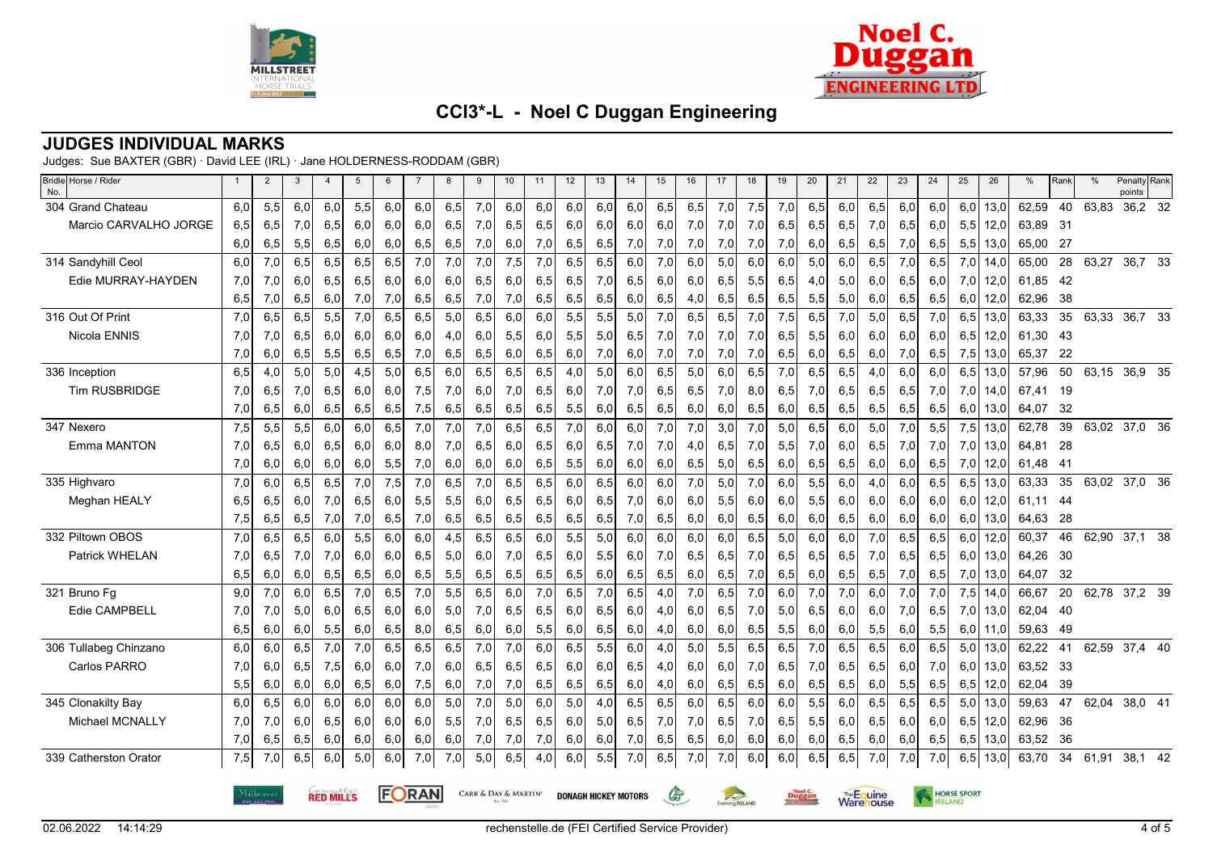# CCI3*-L - Noel C Duggan Engineering

## JUDGES INDIVIDUAL MARKS

Judges: Sue BAXTER (GBR) · David LEE (IRL) · Jane HOLDERNESS-RODDAM (GBR)

| Bridle No. Horse / Rider | 1 | 2 | 3 | 4 | 5 | 6 | 7 | 8 | 9 | 10 | 11 | 12 | 13 | 14 | 15 | 16 | 17 | 18 | 19 | 20 | 21 | 22 | 23 | 24 | 25 | 26 | % | Rank | % | Penalty points | Rank |
|---|---|---|---|---|---|---|---|---|---|---|---|---|---|---|---|---|---|---|---|---|---|---|---|---|---|---|---|---|---|---|---|
| 304 Grand Chateau | 6,0 | 5,5 | 6,0 | 6,0 | 5,5 | 6,0 | 6,0 | 6,5 | 7,0 | 6,0 | 6,0 | 6,0 | 6,0 | 6,0 | 6,5 | 6,5 | 7,0 | 7,5 | 7,0 | 6,5 | 6,0 | 6,5 | 6,0 | 6,0 | 6,0 | 13,0 | 62,59 | 40 | 63,83 | 36,2 | 32 |
| Marcio CARVALHO JORGE | 6,5 | 6,5 | 7,0 | 6,5 | 6,0 | 6,0 | 6,0 | 6,5 | 7,0 | 6,5 | 6,5 | 6,0 | 6,0 | 6,0 | 6,0 | 7,0 | 7,0 | 7,0 | 6,5 | 6,5 | 6,5 | 7,0 | 6,5 | 6,0 | 5,5 | 12,0 | 63,89 | 31 | | | |
| | 6,0 | 6,5 | 5,5 | 6,5 | 6,0 | 6,0 | 6,5 | 6,5 | 7,0 | 6,0 | 7,0 | 6,5 | 6,5 | 7,0 | 7,0 | 7,0 | 7,0 | 7,0 | 7,0 | 6,0 | 6,5 | 6,5 | 7,0 | 6,5 | 5,5 | 13,0 | 65,00 | 27 | | | |
| 314 Sandyhill Ceol | 6,0 | 7,0 | 6,5 | 6,5 | 6,5 | 6,5 | 7,0 | 7,0 | 7,0 | 7,5 | 7,0 | 6,5 | 6,5 | 6,0 | 7,0 | 6,0 | 5,0 | 6,0 | 6,0 | 5,0 | 6,0 | 6,5 | 7,0 | 6,5 | 7,0 | 14,0 | 65,00 | 28 | 63,27 | 36,7 | 33 |
| Edie MURRAY-HAYDEN | 7,0 | 7,0 | 6,0 | 6,5 | 6,5 | 6,0 | 6,0 | 6,0 | 6,5 | 6,0 | 6,5 | 6,5 | 7,0 | 6,5 | 6,0 | 6,0 | 6,5 | 5,5 | 6,5 | 4,0 | 5,0 | 6,0 | 6,5 | 6,0 | 7,0 | 12,0 | 61,85 | 42 | | | |
| | 6,5 | 7,0 | 6,5 | 6,0 | 7,0 | 7,0 | 6,5 | 6,5 | 7,0 | 7,0 | 6,5 | 6,5 | 6,5 | 6,0 | 6,5 | 4,0 | 6,5 | 6,5 | 6,5 | 5,5 | 5,0 | 6,0 | 6,5 | 6,5 | 6,0 | 12,0 | 62,96 | 38 | | | |
| 316 Out Of Print | 7,0 | 6,5 | 6,5 | 5,5 | 7,0 | 6,5 | 6,5 | 5,0 | 6,5 | 6,0 | 6,0 | 5,5 | 5,5 | 5,0 | 7,0 | 6,5 | 6,5 | 7,0 | 7,5 | 6,5 | 7,0 | 5,0 | 6,5 | 7,0 | 6,5 | 13,0 | 63,33 | 35 | 63,33 | 36,7 | 33 |
| Nicola ENNIS | 7,0 | 7,0 | 6,5 | 6,0 | 6,0 | 6,0 | 6,0 | 4,0 | 6,0 | 5,5 | 6,0 | 5,5 | 5,0 | 6,5 | 7,0 | 7,0 | 7,0 | 7,0 | 6,5 | 5,5 | 6,0 | 6,0 | 6,0 | 6,0 | 6,5 | 12,0 | 61,30 | 43 | | | |
| | 7,0 | 6,0 | 6,5 | 5,5 | 6,5 | 6,5 | 7,0 | 6,5 | 6,5 | 6,0 | 6,5 | 6,0 | 7,0 | 6,0 | 7,0 | 7,0 | 7,0 | 7,0 | 6,5 | 6,0 | 6,5 | 6,0 | 7,0 | 6,5 | 7,5 | 13,0 | 65,37 | 22 | | | |
| 336 Inception | 6,5 | 4,0 | 5,0 | 5,0 | 4,5 | 5,0 | 6,5 | 6,0 | 6,5 | 6,5 | 6,5 | 4,0 | 5,0 | 6,0 | 6,5 | 5,0 | 6,0 | 6,5 | 7,0 | 6,5 | 6,5 | 4,0 | 6,0 | 6,0 | 6,5 | 13,0 | 57,96 | 50 | 63,15 | 36,9 | 35 |
| Tim RUSBRIDGE | 7,0 | 6,5 | 7,0 | 6,5 | 6,0 | 6,0 | 7,5 | 7,0 | 6,0 | 7,0 | 6,5 | 6,0 | 7,0 | 7,0 | 6,5 | 6,5 | 7,0 | 8,0 | 6,5 | 7,0 | 6,5 | 6,5 | 6,5 | 7,0 | 7,0 | 14,0 | 67,41 | 19 | | | |
| | 7,0 | 6,5 | 6,0 | 6,5 | 6,5 | 6,5 | 7,5 | 6,5 | 6,5 | 6,5 | 6,5 | 5,5 | 6,0 | 6,5 | 6,5 | 6,0 | 6,0 | 6,5 | 6,0 | 6,5 | 6,5 | 6,5 | 6,5 | 6,5 | 6,0 | 13,0 | 64,07 | 32 | | | |
| 347 Nexero | 7,5 | 5,5 | 5,5 | 6,0 | 6,0 | 6,5 | 7,0 | 7,0 | 7,0 | 6,5 | 6,5 | 7,0 | 6,0 | 6,0 | 7,0 | 7,0 | 3,0 | 7,0 | 5,0 | 6,5 | 6,0 | 5,0 | 7,0 | 5,5 | 7,5 | 13,0 | 62,78 | 39 | 63,02 | 37,0 | 36 |
| Emma MANTON | 7,0 | 6,5 | 6,0 | 6,5 | 6,0 | 6,0 | 8,0 | 7,0 | 6,5 | 6,0 | 6,5 | 6,0 | 6,5 | 7,0 | 7,0 | 4,0 | 6,5 | 7,0 | 5,5 | 7,0 | 6,0 | 6,5 | 7,0 | 7,0 | 7,0 | 13,0 | 64,81 | 28 | | | |
| | 7,0 | 6,0 | 6,0 | 6,0 | 6,0 | 5,5 | 7,0 | 6,0 | 6,0 | 6,0 | 6,5 | 5,5 | 6,0 | 6,0 | 6,0 | 6,5 | 5,0 | 6,5 | 6,0 | 6,5 | 6,5 | 6,0 | 6,0 | 6,5 | 7,0 | 12,0 | 61,48 | 41 | | | |
| 335 Highvaro | 7,0 | 6,0 | 6,5 | 6,5 | 7,0 | 7,5 | 7,0 | 6,5 | 7,0 | 6,5 | 6,5 | 6,0 | 6,5 | 6,0 | 6,0 | 7,0 | 5,0 | 7,0 | 6,0 | 5,5 | 6,0 | 4,0 | 6,0 | 6,5 | 6,5 | 13,0 | 63,33 | 35 | 63,02 | 37,0 | 36 |
| Meghan HEALY | 6,5 | 6,5 | 6,0 | 7,0 | 6,5 | 6,0 | 5,5 | 5,5 | 6,0 | 6,5 | 6,5 | 6,0 | 6,5 | 7,0 | 6,0 | 6,0 | 5,5 | 6,0 | 6,0 | 5,5 | 6,0 | 6,0 | 6,0 | 6,0 | 6,0 | 12,0 | 61,11 | 44 | | | |
| | 7,5 | 6,5 | 6,5 | 7,0 | 7,0 | 6,5 | 7,0 | 6,5 | 6,5 | 6,5 | 6,5 | 6,5 | 6,5 | 7,0 | 6,5 | 6,0 | 6,0 | 6,5 | 6,0 | 6,0 | 6,5 | 6,0 | 6,0 | 6,0 | 6,0 | 13,0 | 64,63 | 28 | | | |
| 332 Piltown OBOS | 7,0 | 6,5 | 6,5 | 6,0 | 5,5 | 6,0 | 6,0 | 4,5 | 6,5 | 6,5 | 6,0 | 5,5 | 5,0 | 6,0 | 6,0 | 6,0 | 6,0 | 6,5 | 5,0 | 6,0 | 6,0 | 7,0 | 6,5 | 6,5 | 6,0 | 12,0 | 60,37 | 46 | 62,90 | 37,1 | 38 |
| Patrick WHELAN | 7,0 | 6,5 | 7,0 | 7,0 | 6,0 | 6,0 | 6,5 | 5,0 | 6,0 | 7,0 | 6,5 | 6,0 | 5,5 | 6,0 | 7,0 | 6,5 | 6,5 | 7,0 | 6,5 | 6,5 | 6,5 | 7,0 | 6,5 | 6,5 | 6,0 | 13,0 | 64,26 | 30 | | | |
| | 6,5 | 6,0 | 6,0 | 6,5 | 6,5 | 6,0 | 6,5 | 5,5 | 6,5 | 6,5 | 6,5 | 6,5 | 6,0 | 6,5 | 6,5 | 6,0 | 6,5 | 7,0 | 6,5 | 6,0 | 6,5 | 6,5 | 7,0 | 6,5 | 7,0 | 13,0 | 64,07 | 32 | | | |
| 321 Bruno Fg | 9,0 | 7,0 | 6,0 | 6,5 | 7,0 | 6,5 | 7,0 | 5,5 | 6,5 | 6,0 | 7,0 | 6,5 | 7,0 | 6,5 | 4,0 | 7,0 | 6,5 | 7,0 | 6,0 | 7,0 | 7,0 | 6,0 | 7,0 | 7,0 | 7,5 | 14,0 | 66,67 | 20 | 62,78 | 37,2 | 39 |
| Edie CAMPBELL | 7,0 | 7,0 | 5,0 | 6,0 | 6,5 | 6,0 | 6,0 | 5,0 | 7,0 | 6,5 | 6,5 | 6,0 | 6,5 | 6,0 | 4,0 | 6,0 | 6,5 | 7,0 | 5,0 | 6,5 | 6,0 | 6,0 | 7,0 | 6,5 | 7,0 | 13,0 | 62,04 | 40 | | | |
| | 6,5 | 6,0 | 6,0 | 5,5 | 6,0 | 6,5 | 8,0 | 6,5 | 6,0 | 6,0 | 5,5 | 6,0 | 6,5 | 6,0 | 4,0 | 6,0 | 6,0 | 6,5 | 5,5 | 6,0 | 6,0 | 5,5 | 6,0 | 5,5 | 6,0 | 11,0 | 59,63 | 49 | | | |
| 306 Tullabeg Chinzano | 6,0 | 6,0 | 6,5 | 7,0 | 7,0 | 6,5 | 6,5 | 6,5 | 7,0 | 7,0 | 6,0 | 6,5 | 5,5 | 6,0 | 4,0 | 5,0 | 5,5 | 6,5 | 6,5 | 7,0 | 6,5 | 6,5 | 6,0 | 6,5 | 5,0 | 13,0 | 62,22 | 41 | 62,59 | 37,4 | 40 |
| Carlos PARRO | 7,0 | 6,0 | 6,5 | 7,5 | 6,0 | 6,0 | 7,0 | 6,0 | 6,5 | 6,5 | 6,5 | 6,0 | 6,0 | 6,5 | 4,0 | 6,0 | 6,0 | 7,0 | 6,5 | 7,0 | 6,5 | 6,5 | 6,0 | 7,0 | 6,0 | 13,0 | 63,52 | 33 | | | |
| | 5,5 | 6,0 | 6,0 | 6,0 | 6,5 | 6,0 | 7,5 | 6,0 | 7,0 | 7,0 | 6,5 | 6,5 | 6,5 | 6,0 | 4,0 | 6,0 | 6,5 | 6,5 | 6,0 | 6,5 | 6,5 | 6,0 | 5,5 | 6,5 | 6,5 | 12,0 | 62,04 | 39 | | | |
| 345 Clonakilty Bay | 6,0 | 6,5 | 6,0 | 6,0 | 6,0 | 6,0 | 6,0 | 5,0 | 7,0 | 5,0 | 6,0 | 5,0 | 4,0 | 6,5 | 6,5 | 6,0 | 6,5 | 6,0 | 6,0 | 5,5 | 6,0 | 6,5 | 6,5 | 6,5 | 5,0 | 13,0 | 59,63 | 47 | 62,04 | 38,0 | 41 |
| Michael MCNALLY | 7,0 | 7,0 | 6,0 | 6,5 | 6,0 | 6,0 | 6,0 | 5,5 | 7,0 | 6,5 | 6,5 | 6,0 | 5,0 | 6,5 | 7,0 | 7,0 | 6,5 | 7,0 | 6,5 | 5,5 | 6,0 | 6,5 | 6,0 | 6,0 | 6,5 | 12,0 | 62,96 | 36 | | | |
| | 7,0 | 6,5 | 6,5 | 6,0 | 6,0 | 6,0 | 6,0 | 6,0 | 7,0 | 7,0 | 7,0 | 6,0 | 6,0 | 7,0 | 6,5 | 6,5 | 6,0 | 6,0 | 6,0 | 6,0 | 6,5 | 6,0 | 6,0 | 6,5 | 6,5 | 13,0 | 63,52 | 36 | | | |
| 339 Catherston Orator | 7,5 | 7,0 | 6,5 | 6,0 | 5,0 | 6,0 | 7,0 | 7,0 | 5,0 | 6,5 | 4,0 | 6,0 | 5,5 | 7,0 | 6,5 | 7,0 | 7,0 | 6,0 | 6,0 | 6,5 | 6,5 | 7,0 | 7,0 | 7,0 | 6,5 | 13,0 | 63,70 | 34 | 61,91 | 38,1 | 42 |

02.06.2022 14:14:29

rechenstelle.de (FEI Certified Service Provider)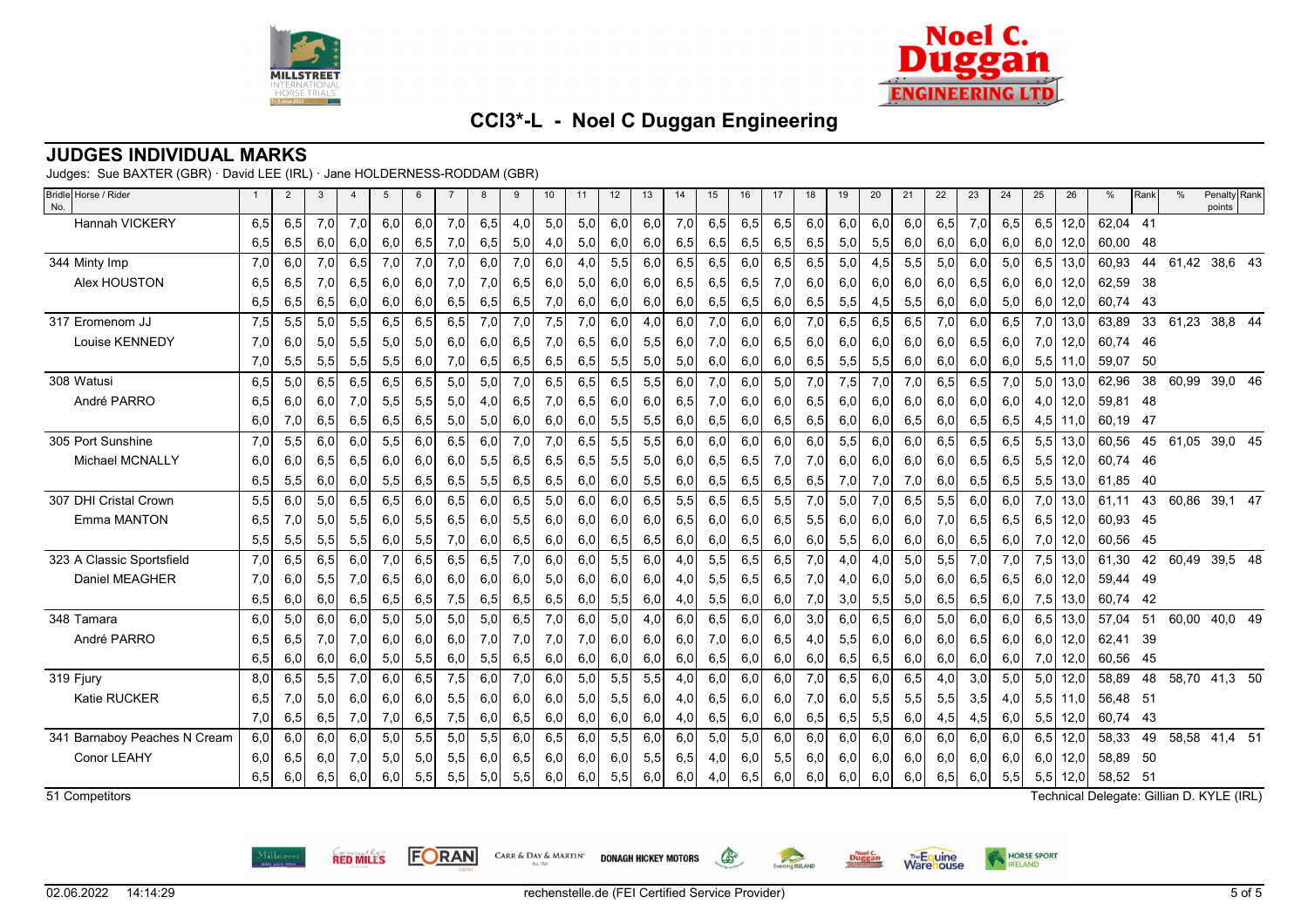# CCI3*-L - Noel C Duggan Engineering

## JUDGES INDIVIDUAL MARKS

Judges: Sue BAXTER (GBR) · David LEE (IRL) · Jane HOLDERNESS-RODDAM (GBR)

| Bridle No. Horse / Rider | 1 | 2 | 3 | 4 | 5 | 6 | 7 | 8 | 9 | 10 | 11 | 12 | 13 | 14 | 15 | 16 | 17 | 18 | 19 | 20 | 21 | 22 | 23 | 24 | 25 | 26 | % | Rank | % | Penalty points | Rank |
|---|---|---|---|---|---|---|---|---|---|---|---|---|---|---|---|---|---|---|---|---|---|---|---|---|---|---|---|---|---|---|---|
| Hannah VICKERY | 6,5 | 6,5 | 7,0 | 7,0 | 6,0 | 6,0 | 7,0 | 6,5 | 4,0 | 5,0 | 5,0 | 6,0 | 6,0 | 7,0 | 6,5 | 6,5 | 6,5 | 6,0 | 6,0 | 6,0 | 6,0 | 6,5 | 7,0 | 6,5 | 6,5 | 12,0 | 62,04 | 41 | | | |
| | 6,5 | 6,5 | 6,0 | 6,0 | 6,0 | 6,5 | 7,0 | 6,5 | 5,0 | 4,0 | 5,0 | 6,0 | 6,0 | 6,5 | 6,5 | 6,5 | 6,5 | 6,5 | 5,0 | 5,5 | 6,0 | 6,0 | 6,0 | 6,0 | 6,0 | 12,0 | 60,00 | 48 | | | |
| 344 Minty Imp | 7,0 | 6,0 | 7,0 | 6,5 | 7,0 | 7,0 | 7,0 | 6,0 | 7,0 | 6,0 | 4,0 | 5,5 | 6,0 | 6,5 | 6,5 | 6,0 | 6,5 | 6,5 | 5,0 | 4,5 | 5,5 | 5,0 | 6,0 | 5,0 | 6,5 | 13,0 | 60,93 | 44 | 61,42 | 38,6 | 43 |
| Alex HOUSTON | 6,5 | 6,5 | 7,0 | 6,5 | 6,0 | 6,0 | 7,0 | 7,0 | 6,5 | 6,0 | 5,0 | 6,0 | 6,0 | 6,5 | 6,5 | 6,5 | 7,0 | 6,0 | 6,0 | 6,0 | 6,0 | 6,0 | 6,5 | 6,0 | 6,0 | 12,0 | 62,59 | 38 | | | |
| | 6,5 | 6,5 | 6,5 | 6,0 | 6,0 | 6,0 | 6,5 | 6,5 | 6,5 | 7,0 | 6,0 | 6,0 | 6,0 | 6,0 | 6,5 | 6,5 | 6,0 | 6,5 | 5,5 | 4,5 | 5,5 | 6,0 | 6,0 | 5,0 | 6,0 | 12,0 | 60,74 | 43 | | | |
| 317 Eromenom JJ | 7,5 | 5,5 | 5,0 | 5,5 | 6,5 | 6,5 | 6,5 | 7,0 | 7,0 | 7,5 | 7,0 | 6,0 | 4,0 | 6,0 | 7,0 | 6,0 | 6,0 | 7,0 | 6,5 | 6,5 | 6,5 | 7,0 | 6,0 | 6,5 | 7,0 | 13,0 | 63,89 | 33 | 61,23 | 38,8 | 44 |
| Louise KENNEDY | 7,0 | 6,0 | 5,0 | 5,5 | 5,0 | 5,0 | 6,0 | 6,0 | 6,5 | 7,0 | 6,5 | 6,0 | 5,5 | 6,0 | 7,0 | 6,0 | 6,5 | 6,0 | 6,0 | 6,0 | 6,0 | 6,0 | 6,5 | 6,0 | 7,0 | 12,0 | 60,74 | 46 | | | |
| | 7,0 | 5,5 | 5,5 | 5,5 | 5,5 | 6,0 | 7,0 | 6,5 | 6,5 | 6,5 | 6,5 | 5,5 | 5,0 | 5,0 | 6,0 | 6,0 | 6,0 | 6,5 | 5,5 | 5,5 | 6,0 | 6,0 | 6,0 | 6,0 | 5,5 | 11,0 | 59,07 | 50 | | | |
| 308 Watusi | 6,5 | 5,0 | 6,5 | 6,5 | 6,5 | 6,5 | 5,0 | 5,0 | 7,0 | 6,5 | 6,5 | 6,5 | 5,5 | 6,0 | 7,0 | 6,0 | 5,0 | 7,0 | 7,5 | 7,0 | 7,0 | 6,5 | 6,5 | 7,0 | 5,0 | 13,0 | 62,96 | 38 | 60,99 | 39,0 | 46 |
| André PARRO | 6,5 | 6,0 | 6,0 | 7,0 | 5,5 | 5,5 | 5,0 | 4,0 | 6,5 | 7,0 | 6,5 | 6,0 | 6,0 | 6,5 | 7,0 | 6,0 | 6,0 | 6,5 | 6,0 | 6,0 | 6,0 | 6,0 | 6,0 | 6,0 | 4,0 | 12,0 | 59,81 | 48 | | | |
| | 6,0 | 7,0 | 6,5 | 6,5 | 6,5 | 6,5 | 5,0 | 5,0 | 6,0 | 6,0 | 6,0 | 5,5 | 5,5 | 6,0 | 6,5 | 6,0 | 6,5 | 6,5 | 6,0 | 6,0 | 6,5 | 6,0 | 6,5 | 6,5 | 4,5 | 11,0 | 60,19 | 47 | | | |
| 305 Port Sunshine | 7,0 | 5,5 | 6,0 | 6,0 | 5,5 | 6,0 | 6,5 | 6,0 | 7,0 | 7,0 | 6,5 | 5,5 | 5,5 | 6,0 | 6,0 | 6,0 | 6,0 | 6,0 | 5,5 | 6,0 | 6,0 | 6,5 | 6,5 | 6,5 | 5,5 | 13,0 | 60,56 | 45 | 61,05 | 39,0 | 45 |
| Michael MCNALLY | 6,0 | 6,0 | 6,5 | 6,5 | 6,0 | 6,0 | 6,0 | 5,5 | 6,5 | 6,5 | 6,5 | 5,5 | 5,0 | 6,0 | 6,5 | 6,5 | 7,0 | 7,0 | 6,0 | 6,0 | 6,0 | 6,0 | 6,5 | 6,5 | 5,5 | 12,0 | 60,74 | 46 | | | |
| | 6,5 | 5,5 | 6,0 | 6,0 | 5,5 | 6,5 | 6,5 | 5,5 | 6,5 | 6,5 | 6,0 | 6,0 | 5,5 | 6,0 | 6,5 | 6,5 | 6,5 | 6,5 | 7,0 | 7,0 | 7,0 | 6,0 | 6,5 | 6,5 | 5,5 | 13,0 | 61,85 | 40 | | | |
| 307 DHI Cristal Crown | 5,5 | 6,0 | 5,0 | 6,5 | 6,5 | 6,0 | 6,5 | 6,0 | 6,5 | 5,0 | 6,0 | 6,0 | 6,5 | 5,5 | 6,5 | 6,5 | 5,5 | 7,0 | 5,0 | 7,0 | 6,5 | 5,5 | 6,0 | 6,0 | 7,0 | 13,0 | 61,11 | 43 | 60,86 | 39,1 | 47 |
| Emma MANTON | 6,5 | 7,0 | 5,0 | 5,5 | 6,0 | 5,5 | 6,5 | 6,0 | 5,5 | 6,0 | 6,0 | 6,0 | 6,0 | 6,5 | 6,0 | 6,0 | 6,5 | 5,5 | 6,0 | 6,0 | 6,0 | 7,0 | 6,5 | 6,5 | 6,5 | 12,0 | 60,93 | 45 | | | |
| | 5,5 | 5,5 | 5,5 | 5,5 | 6,0 | 5,5 | 7,0 | 6,0 | 6,5 | 6,0 | 6,0 | 6,5 | 6,5 | 6,0 | 6,0 | 6,5 | 6,0 | 6,0 | 5,5 | 6,0 | 6,0 | 6,0 | 6,5 | 6,0 | 7,0 | 12,0 | 60,56 | 45 | | | |
| 323 A Classic Sportsfield | 7,0 | 6,5 | 6,5 | 6,0 | 7,0 | 6,5 | 6,5 | 6,5 | 7,0 | 6,0 | 6,0 | 5,5 | 6,0 | 4,0 | 5,5 | 6,5 | 6,5 | 7,0 | 4,0 | 4,0 | 5,0 | 5,5 | 7,0 | 7,0 | 7,5 | 13,0 | 61,30 | 42 | 60,49 | 39,5 | 48 |
| Daniel MEAGHER | 7,0 | 6,0 | 5,5 | 7,0 | 6,5 | 6,0 | 6,0 | 6,0 | 6,0 | 5,0 | 6,0 | 6,0 | 6,0 | 4,0 | 5,5 | 6,5 | 6,5 | 7,0 | 4,0 | 6,0 | 5,0 | 6,0 | 6,5 | 6,5 | 6,0 | 12,0 | 59,44 | 49 | | | |
| | 6,5 | 6,0 | 6,0 | 6,5 | 6,5 | 6,5 | 7,5 | 6,5 | 6,5 | 6,5 | 6,0 | 5,5 | 6,0 | 4,0 | 5,5 | 6,0 | 6,0 | 7,0 | 3,0 | 5,5 | 5,0 | 6,5 | 6,5 | 6,0 | 7,5 | 13,0 | 60,74 | 42 | | | |
| 348 Tamara | 6,0 | 5,0 | 6,0 | 6,0 | 5,0 | 5,0 | 5,0 | 5,0 | 6,5 | 7,0 | 6,0 | 5,0 | 4,0 | 6,0 | 6,5 | 6,0 | 6,0 | 3,0 | 6,0 | 6,5 | 6,0 | 5,0 | 6,0 | 6,0 | 6,5 | 13,0 | 57,04 | 51 | 60,00 | 40,0 | 49 |
| André PARRO | 6,5 | 6,5 | 7,0 | 7,0 | 6,0 | 6,0 | 6,0 | 7,0 | 7,0 | 7,0 | 7,0 | 6,0 | 6,0 | 6,0 | 7,0 | 6,0 | 6,5 | 4,0 | 5,5 | 6,0 | 6,0 | 6,0 | 6,5 | 6,0 | 6,0 | 12,0 | 62,41 | 39 | | | |
| | 6,5 | 6,0 | 6,0 | 6,0 | 5,0 | 5,5 | 6,0 | 5,5 | 6,5 | 6,0 | 6,0 | 6,0 | 6,0 | 6,0 | 6,5 | 6,0 | 6,0 | 6,0 | 6,5 | 6,5 | 6,0 | 6,0 | 6,0 | 6,0 | 7,0 | 12,0 | 60,56 | 45 | | | |
| 319 Fjury | 8,0 | 6,5 | 5,5 | 7,0 | 6,0 | 6,5 | 7,5 | 6,0 | 7,0 | 6,0 | 5,0 | 5,5 | 5,5 | 4,0 | 6,0 | 6,0 | 6,0 | 7,0 | 6,5 | 6,0 | 6,5 | 4,0 | 3,0 | 5,0 | 5,0 | 12,0 | 58,89 | 48 | 58,70 | 41,3 | 50 |
| Katie RUCKER | 6,5 | 7,0 | 5,0 | 6,0 | 6,0 | 6,0 | 5,5 | 6,0 | 6,0 | 6,0 | 5,0 | 5,5 | 6,0 | 4,0 | 6,5 | 6,0 | 6,0 | 7,0 | 6,0 | 5,5 | 5,5 | 5,5 | 3,5 | 4,0 | 5,5 | 11,0 | 56,48 | 51 | | | |
| | 7,0 | 6,5 | 6,5 | 7,0 | 7,0 | 6,5 | 7,5 | 6,0 | 6,5 | 6,0 | 6,0 | 6,0 | 6,0 | 4,0 | 6,5 | 6,0 | 6,0 | 6,5 | 6,5 | 5,5 | 6,0 | 4,5 | 4,5 | 6,0 | 5,5 | 12,0 | 60,74 | 43 | | | |
| 341 Barnaboy Peaches N Cream | 6,0 | 6,0 | 6,0 | 6,0 | 5,0 | 5,5 | 5,0 | 5,5 | 6,0 | 6,5 | 6,0 | 5,5 | 6,0 | 6,0 | 5,0 | 5,0 | 6,0 | 6,0 | 6,0 | 6,0 | 6,0 | 6,0 | 6,0 | 6,0 | 6,5 | 12,0 | 58,33 | 49 | 58,58 | 41,4 | 51 |
| Conor LEAHY | 6,0 | 6,5 | 6,0 | 7,0 | 5,0 | 5,0 | 5,5 | 6,0 | 6,5 | 6,0 | 6,0 | 6,0 | 5,5 | 6,5 | 4,0 | 6,0 | 5,5 | 6,0 | 6,0 | 6,0 | 6,0 | 6,0 | 6,0 | 6,0 | 6,0 | 12,0 | 58,89 | 50 | | | |
| | 6,5 | 6,0 | 6,5 | 6,0 | 6,0 | 5,5 | 5,5 | 5,0 | 5,5 | 6,0 | 6,0 | 5,5 | 6,0 | 6,0 | 4,0 | 6,5 | 6,0 | 6,0 | 6,0 | 6,0 | 6,0 | 6,5 | 6,0 | 5,5 | 5,5 | 12,0 | 58,52 | 51 | | | |

51 Competitors

Technical Delegate: Gillian D. KYLE (IRL)

02.06.2022 14:14:29 rechenstelle.de (FEI Certified Service Provider)